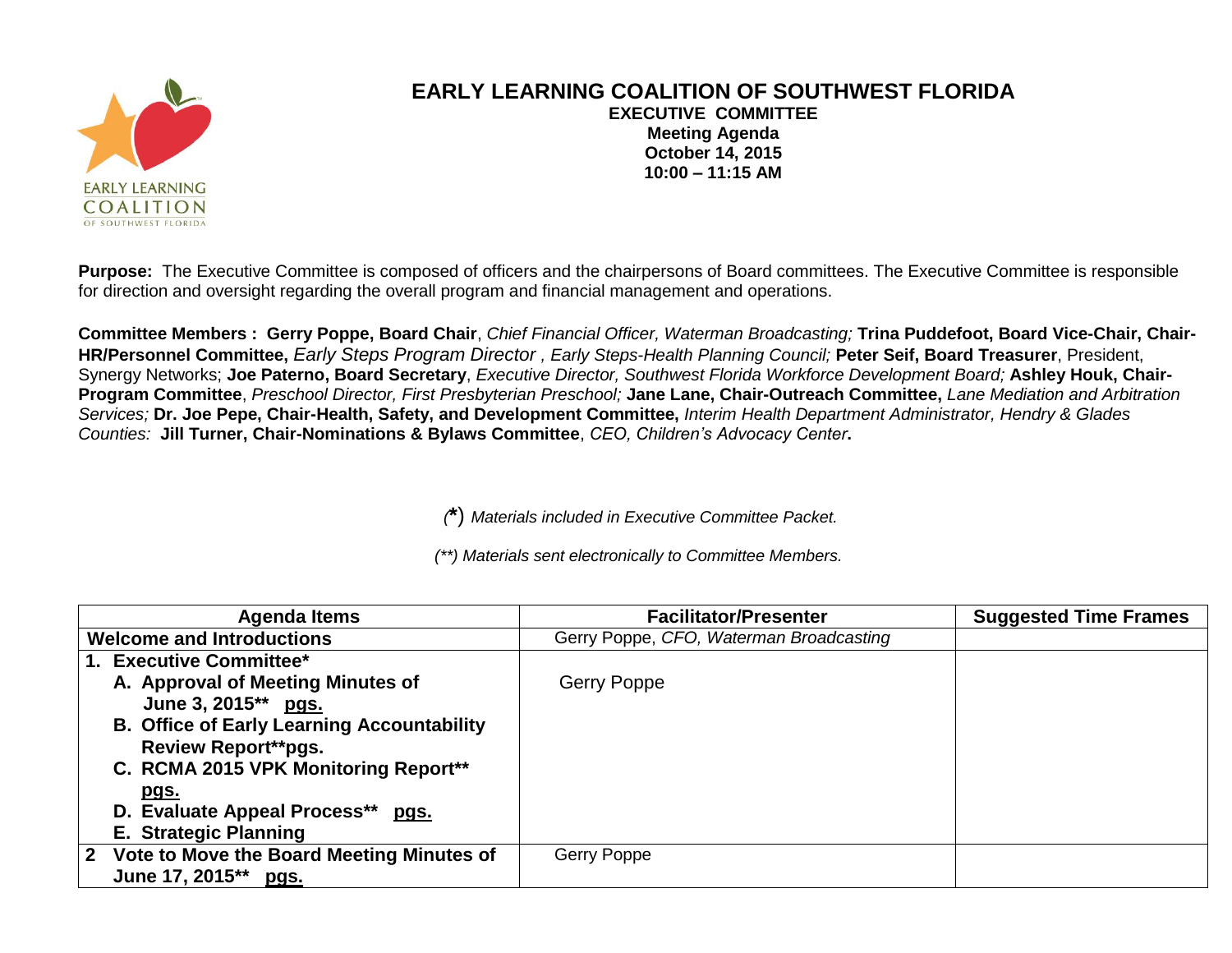# EARLY LEARNING COALITION OF SOUTHWEST FLORIDA

**EXECUTIVE COMMITTEE**
**Meeting Agenda**
**October 14, 2015**
**10:00 – 11:15 AM**

**Purpose:** The Executive Committee is composed of officers and the chairpersons of Board committees. The Executive Committee is responsible for direction and oversight regarding the overall program and financial management and operations.

**Committee Members : Gerry Poppe, Board Chair**, *Chief Financial Officer, Waterman Broadcasting;* **Trina Puddefoot, Board Vice-Chair, Chair-HR/Personnel Committee,** *Early Steps Program Director , Early Steps-Health Planning Council;* **Peter Seif, Board Treasurer**, President, Synergy Networks; **Joe Paterno, Board Secretary**, *Executive Director, Southwest Florida Workforce Development Board;* **Ashley Houk, Chair-Program Committee**, *Preschool Director, First Presbyterian Preschool;* **Jane Lane, Chair-Outreach Committee,** *Lane Mediation and Arbitration Services;* **Dr. Joe Pepe, Chair-Health, Safety, and Development Committee,** *Interim Health Department Administrator, Hendry & Glades Counties:* **Jill Turner, Chair-Nominations & Bylaws Committee**, *CEO, Children's Advocacy Center***.**

*(\*) Materials included in Executive Committee Packet.*

*(\*\*) Materials sent electronically to Committee Members.*

| Agenda Items | Facilitator/Presenter | Suggested Time Frames |
|---|---|---|
| **Welcome and Introductions** | Gerry Poppe, *CFO, Waterman Broadcasting* | |
| **1. Executive Committee\***<br>**A. Approval of Meeting Minutes of June 3, 2015\*\* pgs.**<br>**B. Office of Early Learning Accountability Review Report\*\*pgs.**<br>**C. RCMA 2015 VPK Monitoring Report\*\* pgs.**<br>**D. Evaluate Appeal Process\*\* pgs.**<br>**E. Strategic Planning** | Gerry Poppe | |
| **2 Vote to Move the Board Meeting Minutes of June 17, 2015\*\* pgs.** | Gerry Poppe | |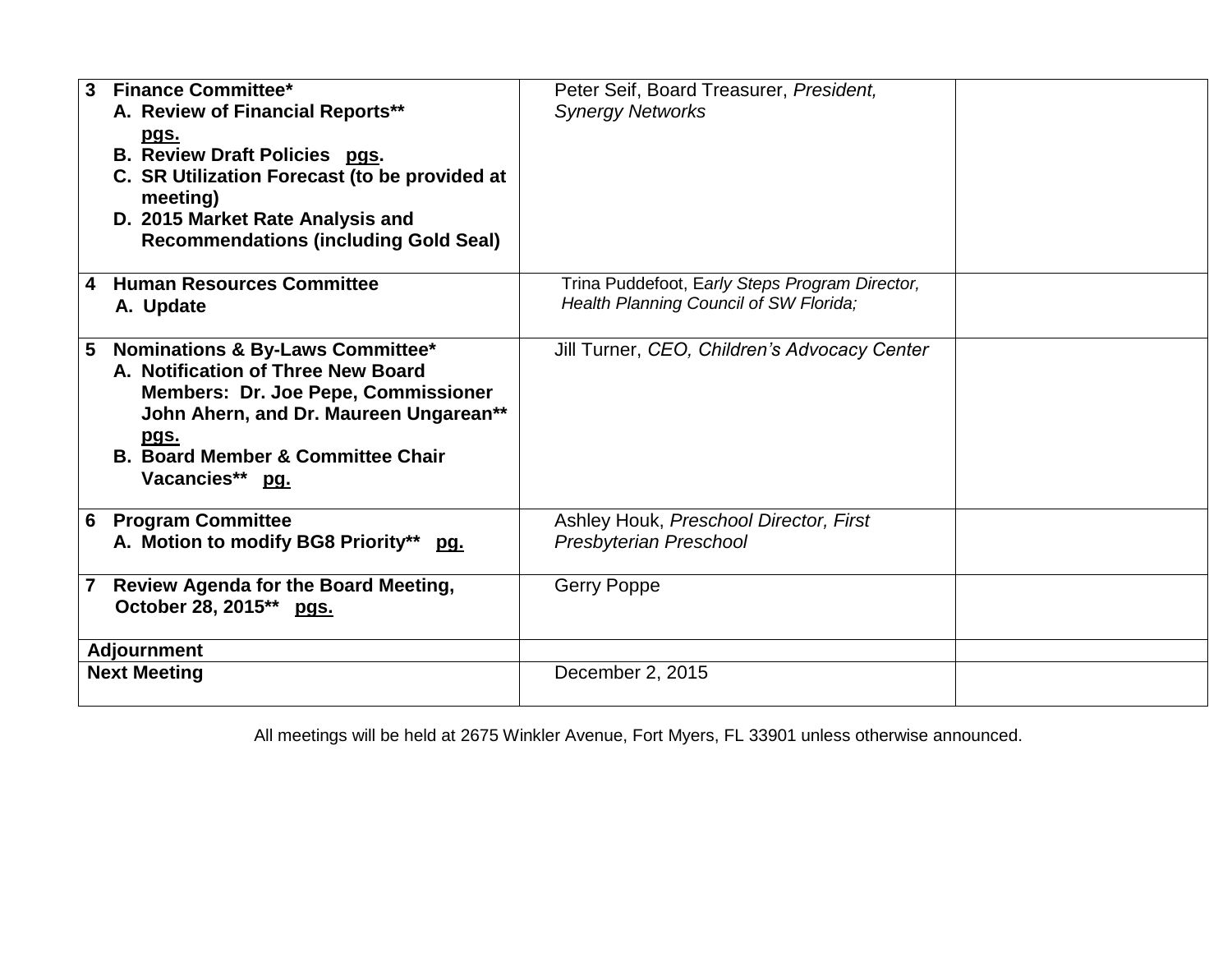| | | |
|---|---|---|
| **3 Finance Committee*<br>A. Review of Financial Reports**<br>pgs.<br>B. Review Draft Policies pgs.<br>C. SR Utilization Forecast (to be provided at meeting)<br>D. 2015 Market Rate Analysis and Recommendations (including Gold Seal)** | Peter Seif, Board Treasurer, *President, Synergy Networks* | |
| **4 Human Resources Committee<br>A. Update** | Trina Puddefoot, E*arly Steps Program Director, Health Planning Council of SW Florida;* | |
| **5 Nominations & By-Laws Committee*<br>A. Notification of Three New Board Members: Dr. Joe Pepe, Commissioner John Ahern, and Dr. Maureen Ungarean** pgs.<br>B. Board Member & Committee Chair Vacancies** pg.** | Jill Turner, *CEO, Children's Advocacy Center* | |
| **6 Program Committee<br>A. Motion to modify BG8 Priority** pg.** | Ashley Houk, *Preschool Director, First Presbyterian Preschool* | |
| **7 Review Agenda for the Board Meeting, October 28, 2015** pgs.** | Gerry Poppe | |
| **Adjournment** | | |
| **Next Meeting** | December 2, 2015 | |

All meetings will be held at 2675 Winkler Avenue, Fort Myers, FL 33901 unless otherwise announced.